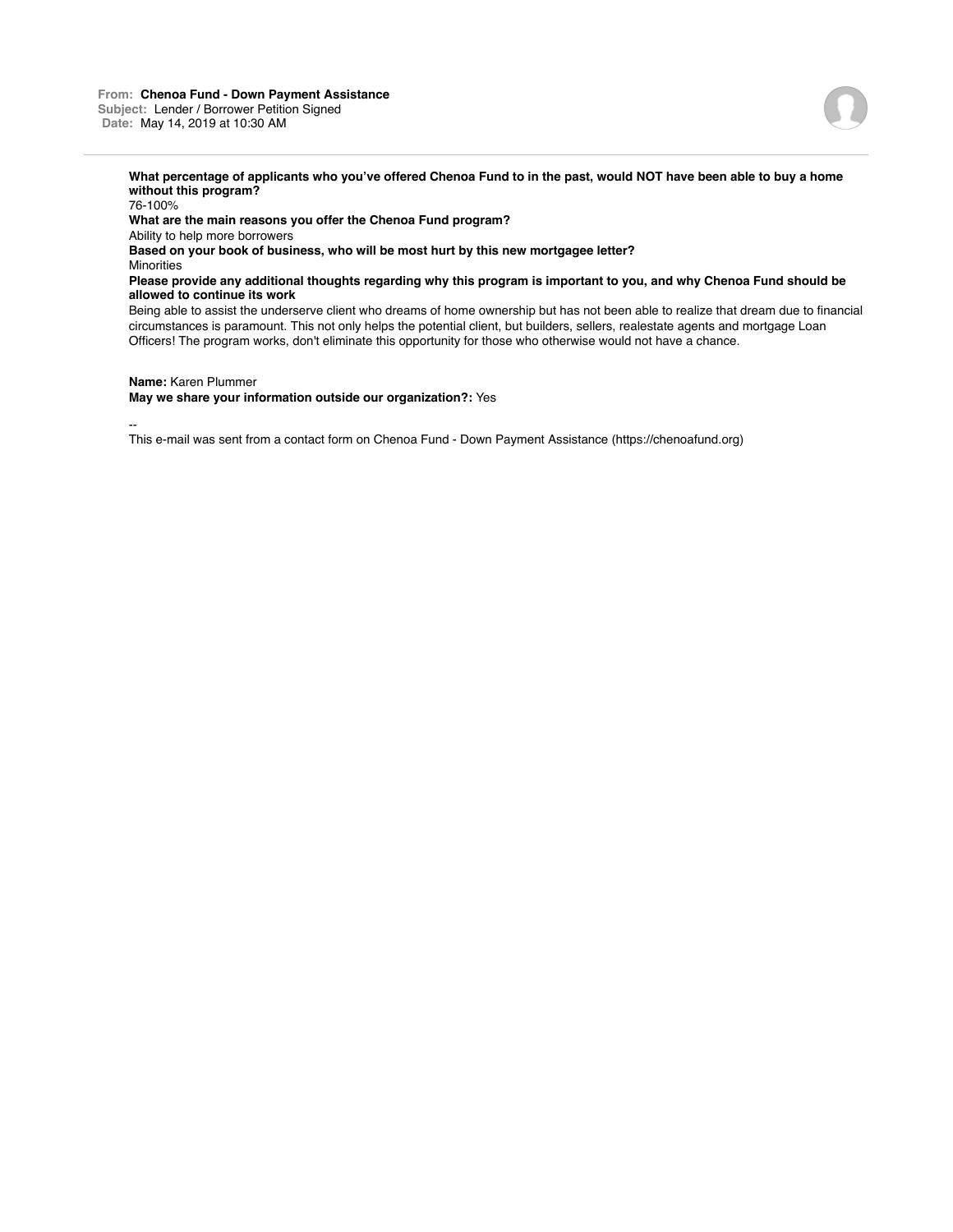**From:** **Chenoa Fund - Down Payment Assistance**
**Subject:** Lender / Borrower Petition Signed
**Date:** May 14, 2019 at 10:30 AM

---

**What percentage of applicants who you've offered Chenoa Fund to in the past, would NOT have been able to buy a home without this program?**
76-100%

**What are the main reasons you offer the Chenoa Fund program?**
Ability to help more borrowers

**Based on your book of business, who will be most hurt by this new mortgagee letter?**
Minorities

**Please provide any additional thoughts regarding why this program is important to you, and why Chenoa Fund should be allowed to continue its work**
Being able to assist the underserve client who dreams of home ownership but has not been able to realize that dream due to financial circumstances is paramount. This not only helps the potential client, but builders, sellers, realestate agents and mortgage Loan Officers! The program works, don't eliminate this opportunity for those who otherwise would not have a chance.

**Name:** Karen Plummer
**May we share your information outside our organization?:** Yes

--
This e-mail was sent from a contact form on Chenoa Fund - Down Payment Assistance (https://chenoafund.org)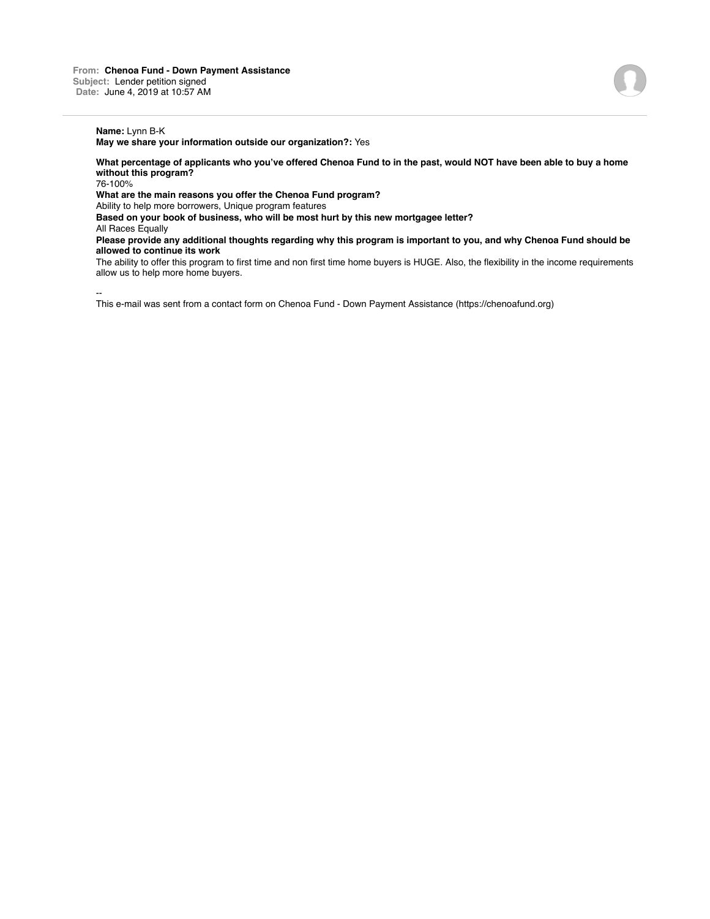**From:** **Chenoa Fund - Down Payment Assistance**
**Subject:** Lender petition signed
**Date:** June 4, 2019 at 10:57 AM

**Name:** Lynn B-K
**May we share your information outside our organization?:** Yes

**What percentage of applicants who you've offered Chenoa Fund to in the past, would NOT have been able to buy a home without this program?**
76-100%

**What are the main reasons you offer the Chenoa Fund program?**
Ability to help more borrowers, Unique program features

**Based on your book of business, who will be most hurt by this new mortgagee letter?**
All Races Equally

**Please provide any additional thoughts regarding why this program is important to you, and why Chenoa Fund should be allowed to continue its work**
The ability to offer this program to first time and non first time home buyers is HUGE. Also, the flexibility in the income requirements allow us to help more home buyers.

--
This e-mail was sent from a contact form on Chenoa Fund - Down Payment Assistance (https://chenoafund.org)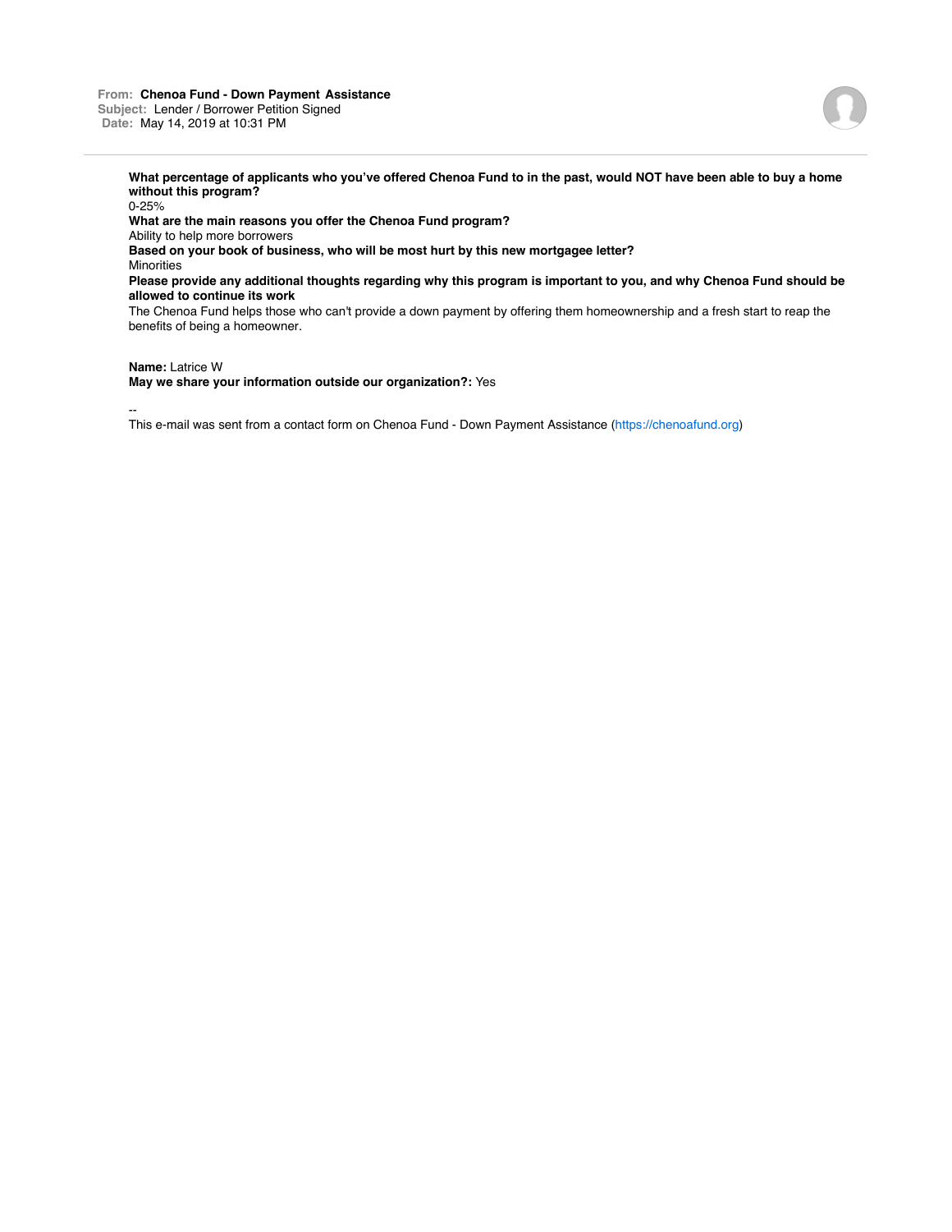**From:** **Chenoa Fund - Down Payment Assistance**
**Subject:** Lender / Borrower Petition Signed
**Date:** May 14, 2019 at 10:31 PM

---

**What percentage of applicants who you've offered Chenoa Fund to in the past, would NOT have been able to buy a home without this program?**
0-25%
**What are the main reasons you offer the Chenoa Fund program?**
Ability to help more borrowers
**Based on your book of business, who will be most hurt by this new mortgagee letter?**
Minorities
**Please provide any additional thoughts regarding why this program is important to you, and why Chenoa Fund should be allowed to continue its work**
The Chenoa Fund helps those who can't provide a down payment by offering them homeownership and a fresh start to reap the benefits of being a homeowner.

**Name:** Latrice W
**May we share your information outside our organization?:** Yes

--
This e-mail was sent from a contact form on Chenoa Fund - Down Payment Assistance (https://chenoafund.org)